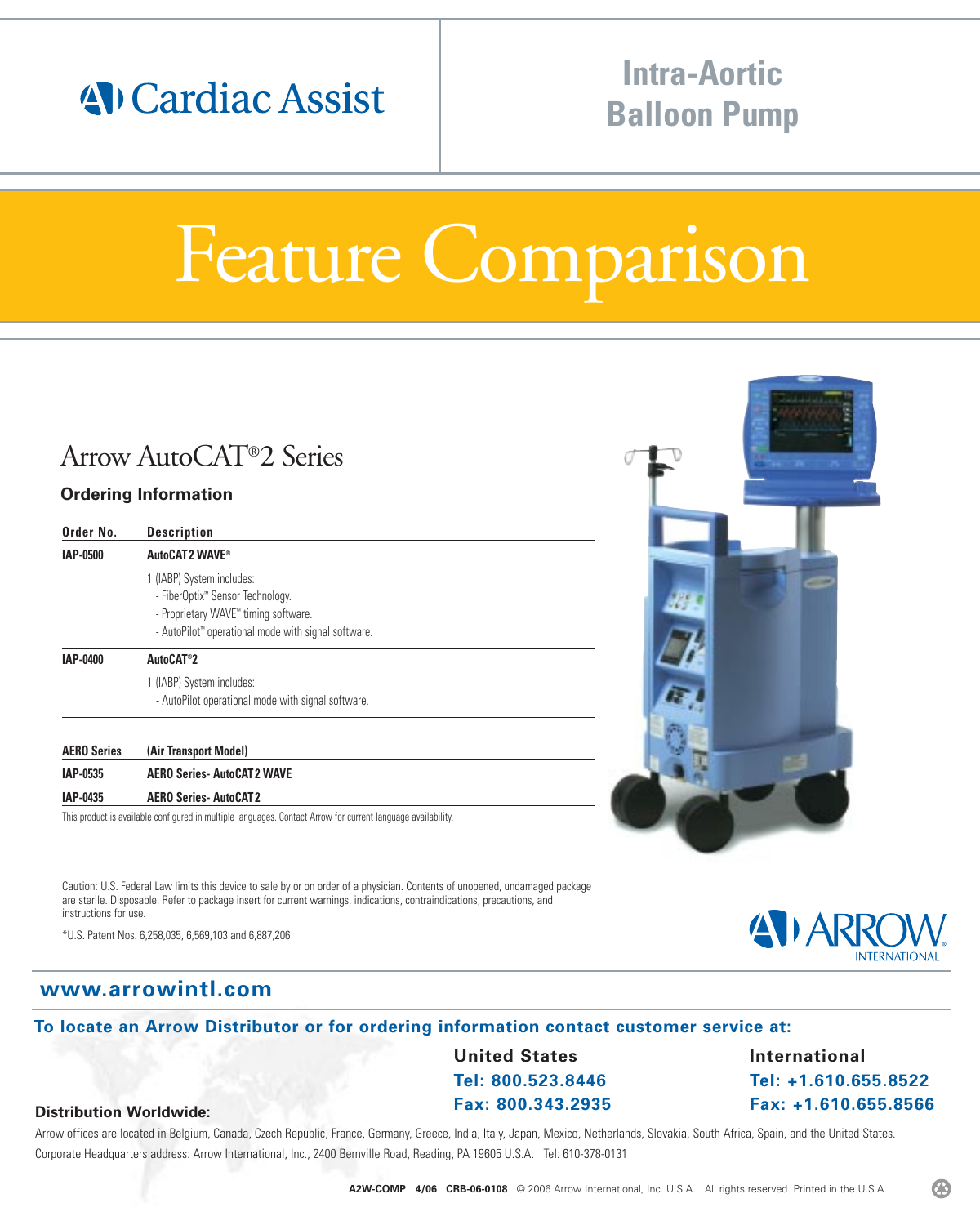Cardiac Assist

Intra-Aortic Balloon Pump

# Feature Comparison

## Arrow AutoCAT®2 Series

### Ordering Information

| Order No. | Description |
|---|---|
| **IAP-0500** | **AutoCAT2 WAVE®** |
| | 1 (IABP) System includes:<br>- FiberOptix™ Sensor Technology.<br>- Proprietary WAVE™ timing software.<br>- AutoPilot™ operational mode with signal software. |
| **IAP-0400** | **AutoCAT®2** |
| | 1 (IABP) System includes:<br>- AutoPilot operational mode with signal software. |

| AERO Series | (Air Transport Model) |
|---|---|
| **IAP-0535** | **AERO Series- AutoCAT2 WAVE** |
| **IAP-0435** | **AERO Series- AutoCAT2** |

This product is available configured in multiple languages. Contact Arrow for current language availability.

Caution: U.S. Federal Law limits this device to sale by or on order of a physician. Contents of unopened, undamaged package are sterile. Disposable. Refer to package insert for current warnings, indications, contraindications, precautions, and instructions for use.

*U.S. Patent Nos. 6,258,035, 6,569,103 and 6,887,206

ARROW INTERNATIONAL

**www.arrowintl.com**

**To locate an Arrow Distributor or for ordering information contact customer service at:**

**United States**
Tel: 800.523.8446
Fax: 800.343.2935

**International**
Tel: +1.610.655.8522
Fax: +1.610.655.8566

**Distribution Worldwide:**

Arrow offices are located in Belgium, Canada, Czech Republic, France, Germany, Greece, India, Italy, Japan, Mexico, Netherlands, Slovakia, South Africa, Spain, and the United States.
Corporate Headquarters address: Arrow International, Inc., 2400 Bernville Road, Reading, PA 19605 U.S.A. Tel: 610-378-0131

**A2W-COMP 4/06 CRB-06-0108** © 2006 Arrow International, Inc. U.S.A. All rights reserved. Printed in the U.S.A.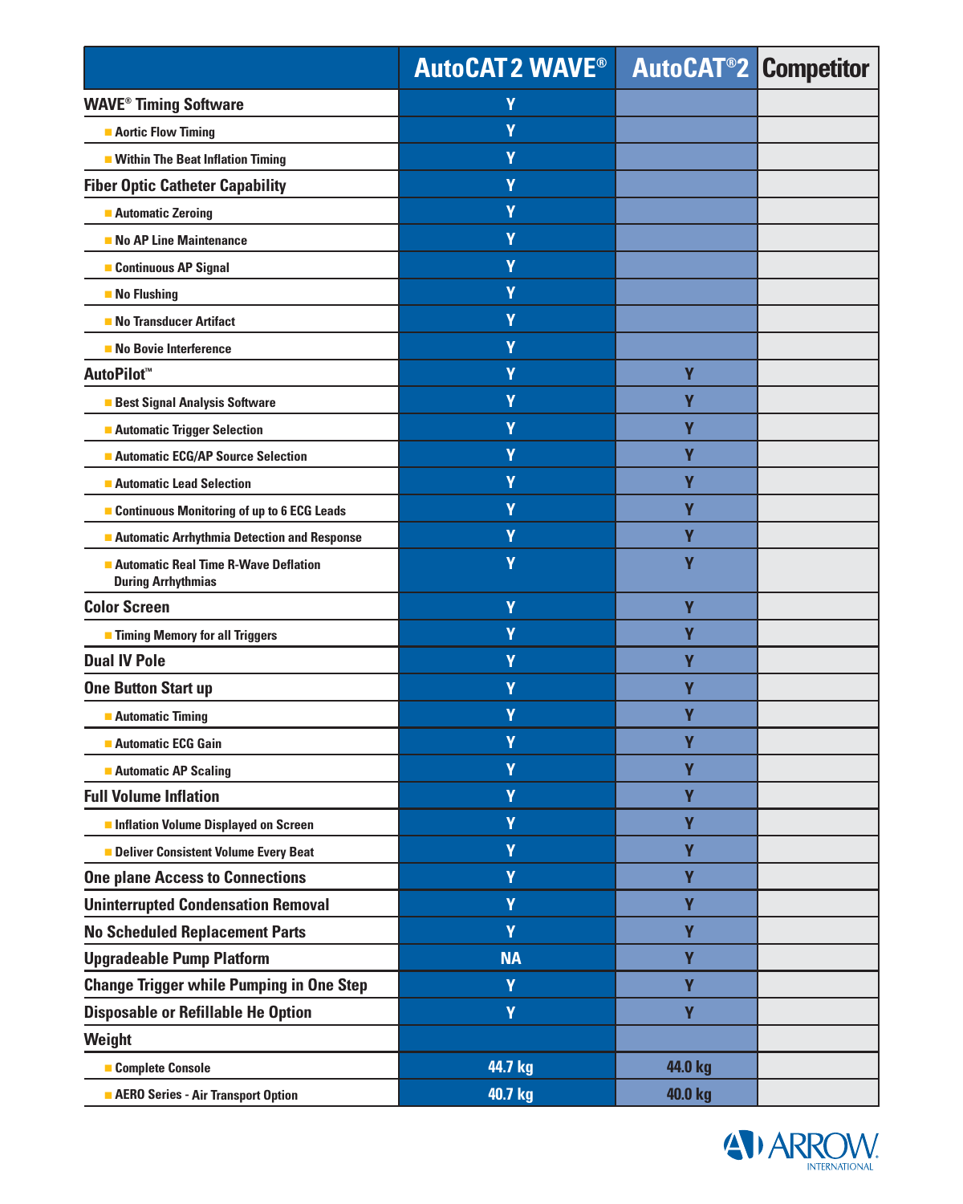| | AutoCAT 2 WAVE® | AutoCAT®2 | Competitor |
|---|---|---|---|
| **WAVE® Timing Software** | Y | | |
| ■ Aortic Flow Timing | Y | | |
| ■ Within The Beat Inflation Timing | Y | | |
| **Fiber Optic Catheter Capability** | Y | | |
| ■ Automatic Zeroing | Y | | |
| ■ No AP Line Maintenance | Y | | |
| ■ Continuous AP Signal | Y | | |
| ■ No Flushing | Y | | |
| ■ No Transducer Artifact | Y | | |
| ■ No Bovie Interference | Y | | |
| **AutoPilot™** | Y | Y | |
| ■ Best Signal Analysis Software | Y | Y | |
| ■ Automatic Trigger Selection | Y | Y | |
| ■ Automatic ECG/AP Source Selection | Y | Y | |
| ■ Automatic Lead Selection | Y | Y | |
| ■ Continuous Monitoring of up to 6 ECG Leads | Y | Y | |
| ■ Automatic Arrhythmia Detection and Response | Y | Y | |
| ■ Automatic Real Time R-Wave Deflation During Arrhythmias | Y | Y | |
| **Color Screen** | Y | Y | |
| ■ Timing Memory for all Triggers | Y | Y | |
| **Dual IV Pole** | Y | Y | |
| **One Button Start up** | Y | Y | |
| ■ Automatic Timing | Y | Y | |
| ■ Automatic ECG Gain | Y | Y | |
| ■ Automatic AP Scaling | Y | Y | |
| **Full Volume Inflation** | Y | Y | |
| ■ Inflation Volume Displayed on Screen | Y | Y | |
| ■ Deliver Consistent Volume Every Beat | Y | Y | |
| **One plane Access to Connections** | Y | Y | |
| **Uninterrupted Condensation Removal** | Y | Y | |
| **No Scheduled Replacement Parts** | Y | Y | |
| **Upgradeable Pump Platform** | NA | Y | |
| **Change Trigger while Pumping in One Step** | Y | Y | |
| **Disposable or Refillable He Option** | Y | Y | |
| **Weight** | | | |
| ■ Complete Console | 44.7 kg | 44.0 kg | |
| ■ AERO Series - Air Transport Option | 40.7 kg | 40.0 kg | |

ARROW INTERNATIONAL